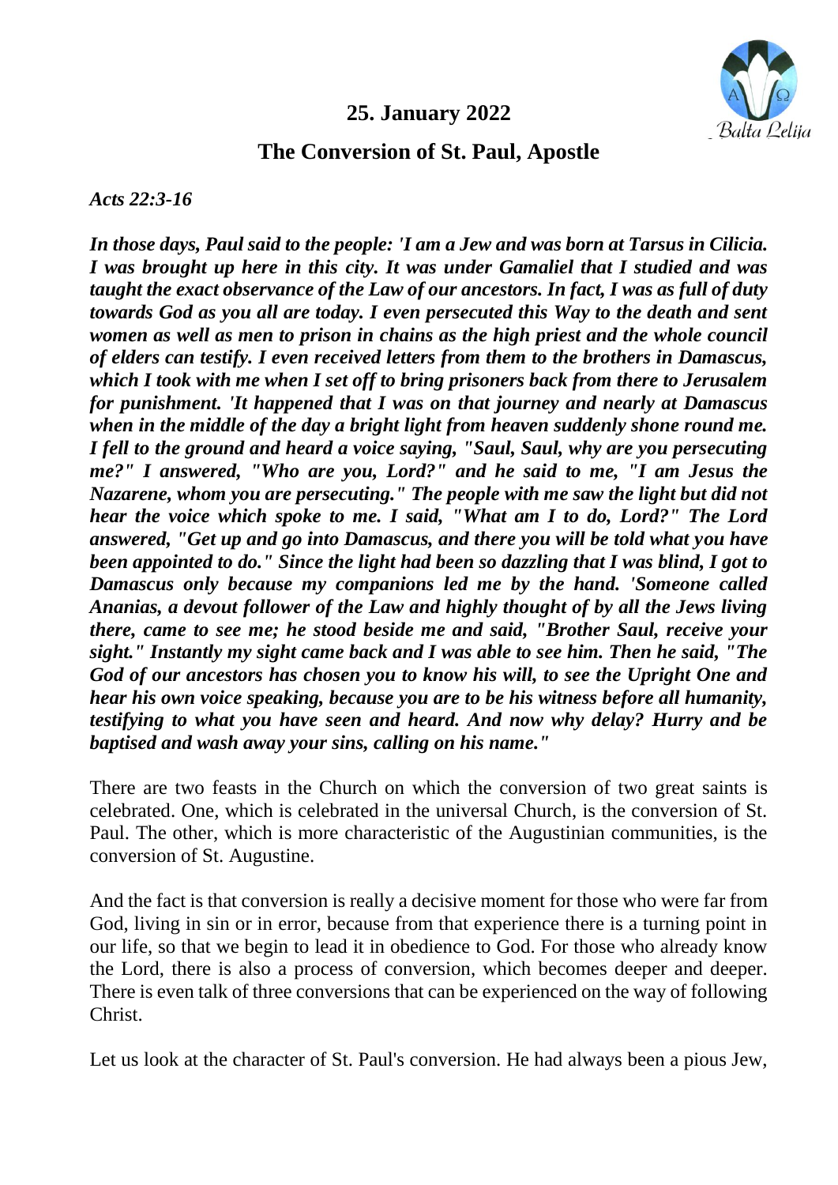## 25. January 2022

## The Conversion of St. Paul, Apostle

*Acts 22:3-16*

***In those days, Paul said to the people: 'I am a Jew and was born at Tarsus in Cilicia. I was brought up here in this city. It was under Gamaliel that I studied and was taught the exact observance of the Law of our ancestors. In fact, I was as full of duty towards God as you all are today. I even persecuted this Way to the death and sent women as well as men to prison in chains as the high priest and the whole council of elders can testify. I even received letters from them to the brothers in Damascus, which I took with me when I set off to bring prisoners back from there to Jerusalem for punishment. 'It happened that I was on that journey and nearly at Damascus when in the middle of the day a bright light from heaven suddenly shone round me. I fell to the ground and heard a voice saying, "Saul, Saul, why are you persecuting me?" I answered, "Who are you, Lord?" and he said to me, "I am Jesus the Nazarene, whom you are persecuting." The people with me saw the light but did not hear the voice which spoke to me. I said, "What am I to do, Lord?" The Lord answered, "Get up and go into Damascus, and there you will be told what you have been appointed to do." Since the light had been so dazzling that I was blind, I got to Damascus only because my companions led me by the hand. 'Someone called Ananias, a devout follower of the Law and highly thought of by all the Jews living there, came to see me; he stood beside me and said, "Brother Saul, receive your sight." Instantly my sight came back and I was able to see him. Then he said, "The God of our ancestors has chosen you to know his will, to see the Upright One and hear his own voice speaking, because you are to be his witness before all humanity, testifying to what you have seen and heard. And now why delay? Hurry and be baptised and wash away your sins, calling on his name."***

There are two feasts in the Church on which the conversion of two great saints is celebrated. One, which is celebrated in the universal Church, is the conversion of St. Paul. The other, which is more characteristic of the Augustinian communities, is the conversion of St. Augustine.

And the fact is that conversion is really a decisive moment for those who were far from God, living in sin or in error, because from that experience there is a turning point in our life, so that we begin to lead it in obedience to God. For those who already know the Lord, there is also a process of conversion, which becomes deeper and deeper. There is even talk of three conversions that can be experienced on the way of following Christ.

Let us look at the character of St. Paul's conversion. He had always been a pious Jew,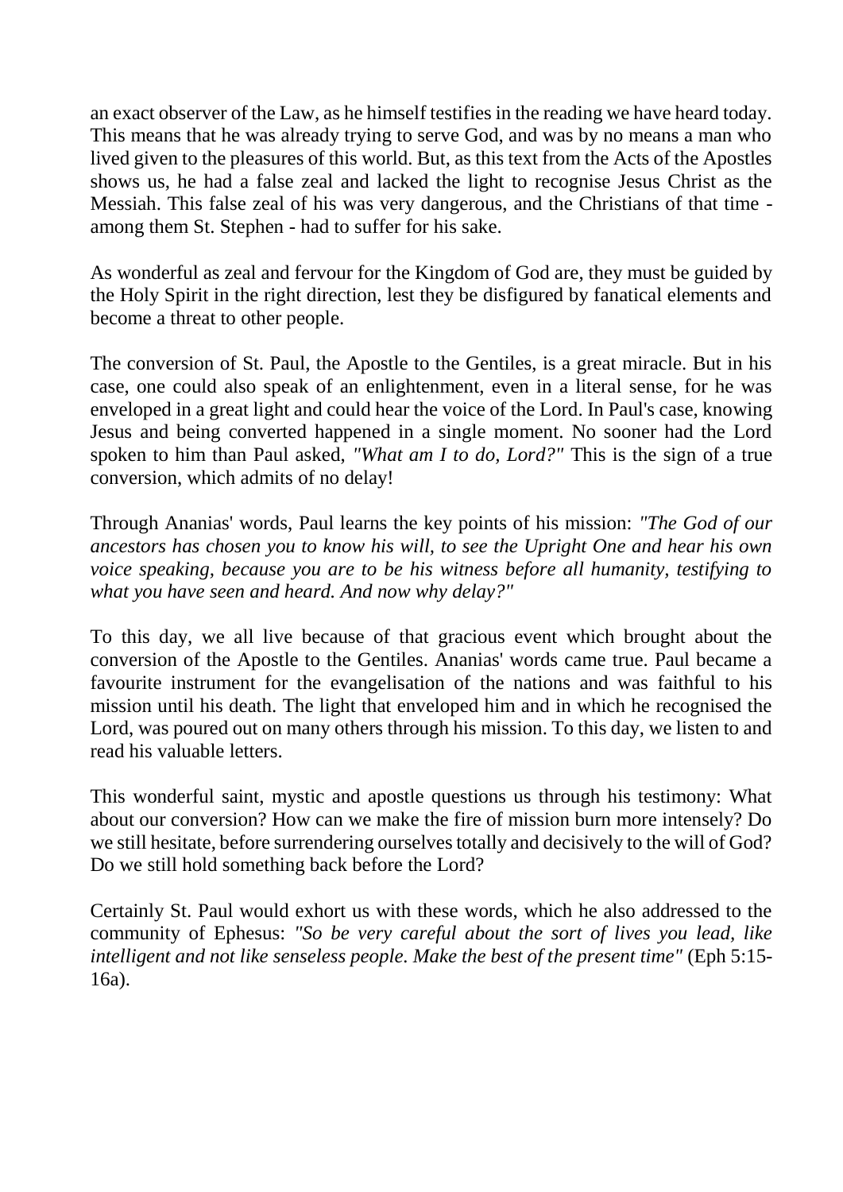an exact observer of the Law, as he himself testifies in the reading we have heard today. This means that he was already trying to serve God, and was by no means a man who lived given to the pleasures of this world. But, as this text from the Acts of the Apostles shows us, he had a false zeal and lacked the light to recognise Jesus Christ as the Messiah. This false zeal of his was very dangerous, and the Christians of that time - among them St. Stephen - had to suffer for his sake.

As wonderful as zeal and fervour for the Kingdom of God are, they must be guided by the Holy Spirit in the right direction, lest they be disfigured by fanatical elements and become a threat to other people.

The conversion of St. Paul, the Apostle to the Gentiles, is a great miracle. But in his case, one could also speak of an enlightenment, even in a literal sense, for he was enveloped in a great light and could hear the voice of the Lord. In Paul's case, knowing Jesus and being converted happened in a single moment. No sooner had the Lord spoken to him than Paul asked, *"What am I to do, Lord?"* This is the sign of a true conversion, which admits of no delay!

Through Ananias' words, Paul learns the key points of his mission: *"The God of our ancestors has chosen you to know his will, to see the Upright One and hear his own voice speaking, because you are to be his witness before all humanity, testifying to what you have seen and heard. And now why delay?"*

To this day, we all live because of that gracious event which brought about the conversion of the Apostle to the Gentiles. Ananias' words came true. Paul became a favourite instrument for the evangelisation of the nations and was faithful to his mission until his death. The light that enveloped him and in which he recognised the Lord, was poured out on many others through his mission. To this day, we listen to and read his valuable letters.

This wonderful saint, mystic and apostle questions us through his testimony: What about our conversion? How can we make the fire of mission burn more intensely? Do we still hesitate, before surrendering ourselves totally and decisively to the will of God? Do we still hold something back before the Lord?

Certainly St. Paul would exhort us with these words, which he also addressed to the community of Ephesus: *"So be very careful about the sort of lives you lead, like intelligent and not like senseless people. Make the best of the present time"* (Eph 5:15-16a).